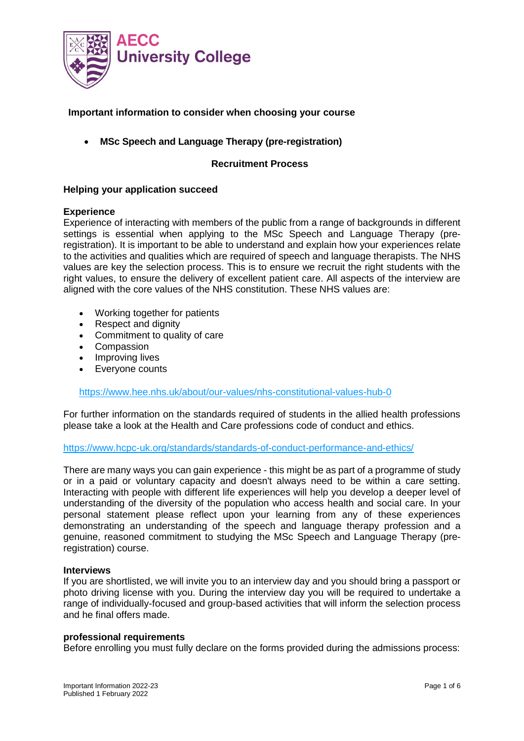**AECC University College**

## Important information to consider when choosing your course

- **MSc Speech and Language Therapy (pre-registration)**

### Recruitment Process

### Helping your application succeed

**Experience**

Experience of interacting with members of the public from a range of backgrounds in different settings is essential when applying to the MSc Speech and Language Therapy (pre-registration). It is important to be able to understand and explain how your experiences relate to the activities and qualities which are required of speech and language therapists. The NHS values are key the selection process. This is to ensure we recruit the right students with the right values, to ensure the delivery of excellent patient care. All aspects of the interview are aligned with the core values of the NHS constitution. These NHS values are:

- Working together for patients
- Respect and dignity
- Commitment to quality of care
- Compassion
- Improving lives
- Everyone counts

https://www.hee.nhs.uk/about/our-values/nhs-constitutional-values-hub-0

For further information on the standards required of students in the allied health professions please take a look at the Health and Care professions code of conduct and ethics.

https://www.hcpc-uk.org/standards/standards-of-conduct-performance-and-ethics/

There are many ways you can gain experience - this might be as part of a programme of study or in a paid or voluntary capacity and doesn't always need to be within a care setting. Interacting with people with different life experiences will help you develop a deeper level of understanding of the diversity of the population who access health and social care. In your personal statement please reflect upon your learning from any of these experiences demonstrating an understanding of the speech and language therapy profession and a genuine, reasoned commitment to studying the MSc Speech and Language Therapy (pre-registration) course.

**Interviews**

If you are shortlisted, we will invite you to an interview day and you should bring a passport or photo driving license with you. During the interview day you will be required to undertake a range of individually-focused and group-based activities that will inform the selection process and he final offers made.

**professional requirements**

Before enrolling you must fully declare on the forms provided during the admissions process:

Important Information 2022-23
Published 1 February 2022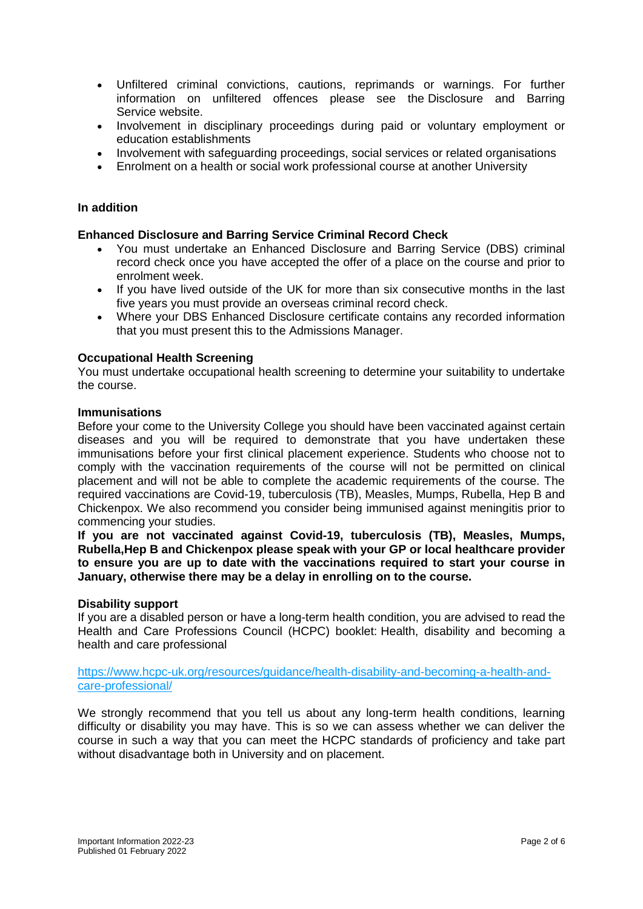- Unfiltered criminal convictions, cautions, reprimands or warnings. For further information on unfiltered offences please see the Disclosure and Barring Service website.
- Involvement in disciplinary proceedings during paid or voluntary employment or education establishments
- Involvement with safeguarding proceedings, social services or related organisations
- Enrolment on a health or social work professional course at another University

**In addition**

**Enhanced Disclosure and Barring Service Criminal Record Check**

- You must undertake an Enhanced Disclosure and Barring Service (DBS) criminal record check once you have accepted the offer of a place on the course and prior to enrolment week.
- If you have lived outside of the UK for more than six consecutive months in the last five years you must provide an overseas criminal record check.
- Where your DBS Enhanced Disclosure certificate contains any recorded information that you must present this to the Admissions Manager.

**Occupational Health Screening**

You must undertake occupational health screening to determine your suitability to undertake the course.

**Immunisations**

Before your come to the University College you should have been vaccinated against certain diseases and you will be required to demonstrate that you have undertaken these immunisations before your first clinical placement experience. Students who choose not to comply with the vaccination requirements of the course will not be permitted on clinical placement and will not be able to complete the academic requirements of the course. The required vaccinations are Covid-19, tuberculosis (TB), Measles, Mumps, Rubella, Hep B and Chickenpox. We also recommend you consider being immunised against meningitis prior to commencing your studies.

**If you are not vaccinated against Covid-19, tuberculosis (TB), Measles, Mumps, Rubella,Hep B and Chickenpox please speak with your GP or local healthcare provider to ensure you are up to date with the vaccinations required to start your course in January, otherwise there may be a delay in enrolling on to the course.**

**Disability support**

If you are a disabled person or have a long-term health condition, you are advised to read the Health and Care Professions Council (HCPC) booklet: Health, disability and becoming a health and care professional

[https://www.hcpc-uk.org/resources/guidance/health-disability-and-becoming-a-health-and-care-professional/](https://www.hcpc-uk.org/resources/guidance/health-disability-and-becoming-a-health-and-care-professional/)

We strongly recommend that you tell us about any long-term health conditions, learning difficulty or disability you may have. This is so we can assess whether we can deliver the course in such a way that you can meet the HCPC standards of proficiency and take part without disadvantage both in University and on placement.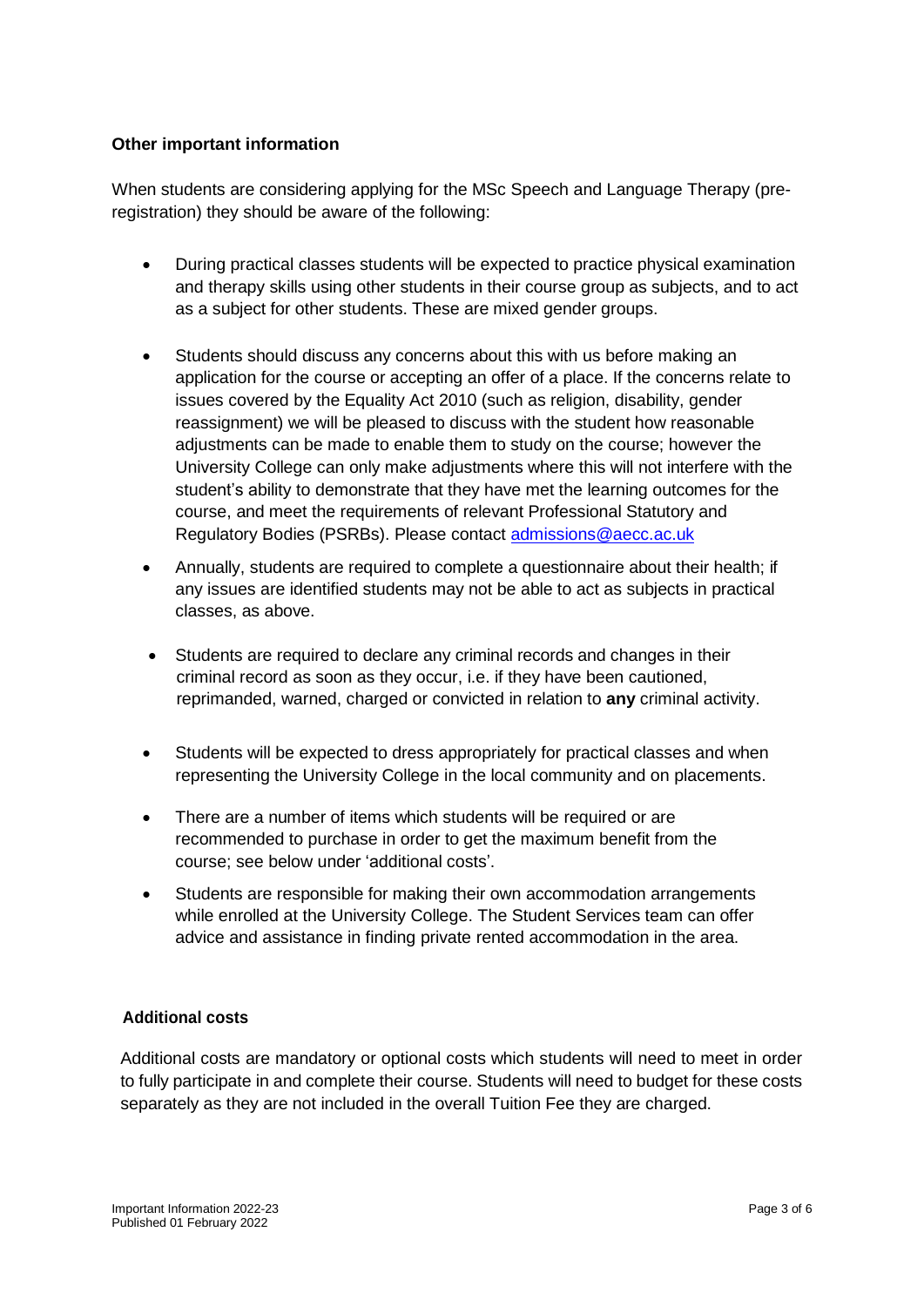**Other important information**

When students are considering applying for the MSc Speech and Language Therapy (pre-registration) they should be aware of the following:

- During practical classes students will be expected to practice physical examination and therapy skills using other students in their course group as subjects, and to act as a subject for other students. These are mixed gender groups.
- Students should discuss any concerns about this with us before making an application for the course or accepting an offer of a place. If the concerns relate to issues covered by the Equality Act 2010 (such as religion, disability, gender reassignment) we will be pleased to discuss with the student how reasonable adjustments can be made to enable them to study on the course; however the University College can only make adjustments where this will not interfere with the student's ability to demonstrate that they have met the learning outcomes for the course, and meet the requirements of relevant Professional Statutory and Regulatory Bodies (PSRBs). Please contact admissions@aecc.ac.uk
- Annually, students are required to complete a questionnaire about their health; if any issues are identified students may not be able to act as subjects in practical classes, as above.
- Students are required to declare any criminal records and changes in their criminal record as soon as they occur, i.e. if they have been cautioned, reprimanded, warned, charged or convicted in relation to **any** criminal activity.
- Students will be expected to dress appropriately for practical classes and when representing the University College in the local community and on placements.
- There are a number of items which students will be required or are recommended to purchase in order to get the maximum benefit from the course; see below under 'additional costs'.
- Students are responsible for making their own accommodation arrangements while enrolled at the University College. The Student Services team can offer advice and assistance in finding private rented accommodation in the area.

**Additional costs**

Additional costs are mandatory or optional costs which students will need to meet in order to fully participate in and complete their course. Students will need to budget for these costs separately as they are not included in the overall Tuition Fee they are charged.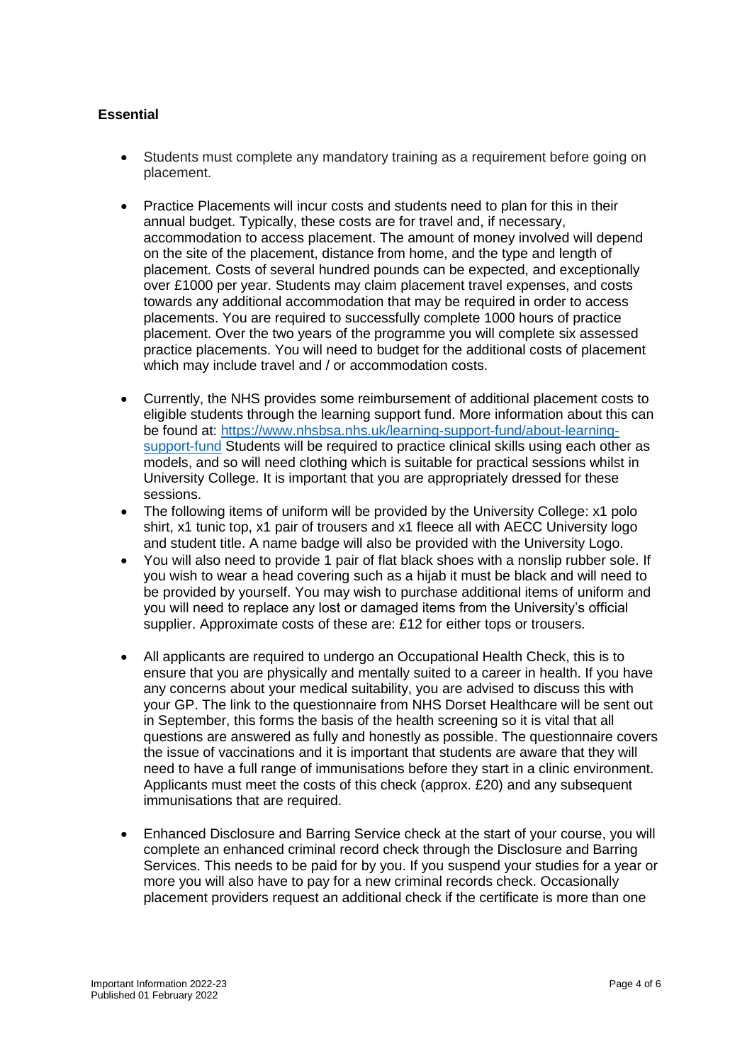### Essential

- Students must complete any mandatory training as a requirement before going on placement.
- Practice Placements will incur costs and students need to plan for this in their annual budget. Typically, these costs are for travel and, if necessary, accommodation to access placement. The amount of money involved will depend on the site of the placement, distance from home, and the type and length of placement. Costs of several hundred pounds can be expected, and exceptionally over £1000 per year. Students may claim placement travel expenses, and costs towards any additional accommodation that may be required in order to access placements. You are required to successfully complete 1000 hours of practice placement. Over the two years of the programme you will complete six assessed practice placements. You will need to budget for the additional costs of placement which may include travel and / or accommodation costs.
- Currently, the NHS provides some reimbursement of additional placement costs to eligible students through the learning support fund. More information about this can be found at: [https://www.nhsbsa.nhs.uk/learning-support-fund/about-learning-support-fund](https://www.nhsbsa.nhs.uk/learning-support-fund/about-learning-support-fund) Students will be required to practice clinical skills using each other as models, and so will need clothing which is suitable for practical sessions whilst in University College. It is important that you are appropriately dressed for these sessions.
- The following items of uniform will be provided by the University College: x1 polo shirt, x1 tunic top, x1 pair of trousers and x1 fleece all with AECC University logo and student title. A name badge will also be provided with the University Logo.
- You will also need to provide 1 pair of flat black shoes with a nonslip rubber sole. If you wish to wear a head covering such as a hijab it must be black and will need to be provided by yourself. You may wish to purchase additional items of uniform and you will need to replace any lost or damaged items from the University's official supplier. Approximate costs of these are: £12 for either tops or trousers.
- All applicants are required to undergo an Occupational Health Check, this is to ensure that you are physically and mentally suited to a career in health. If you have any concerns about your medical suitability, you are advised to discuss this with your GP. The link to the questionnaire from NHS Dorset Healthcare will be sent out in September, this forms the basis of the health screening so it is vital that all questions are answered as fully and honestly as possible. The questionnaire covers the issue of vaccinations and it is important that students are aware that they will need to have a full range of immunisations before they start in a clinic environment. Applicants must meet the costs of this check (approx. £20) and any subsequent immunisations that are required.
- Enhanced Disclosure and Barring Service check at the start of your course, you will complete an enhanced criminal record check through the Disclosure and Barring Services. This needs to be paid for by you. If you suspend your studies for a year or more you will also have to pay for a new criminal records check. Occasionally placement providers request an additional check if the certificate is more than one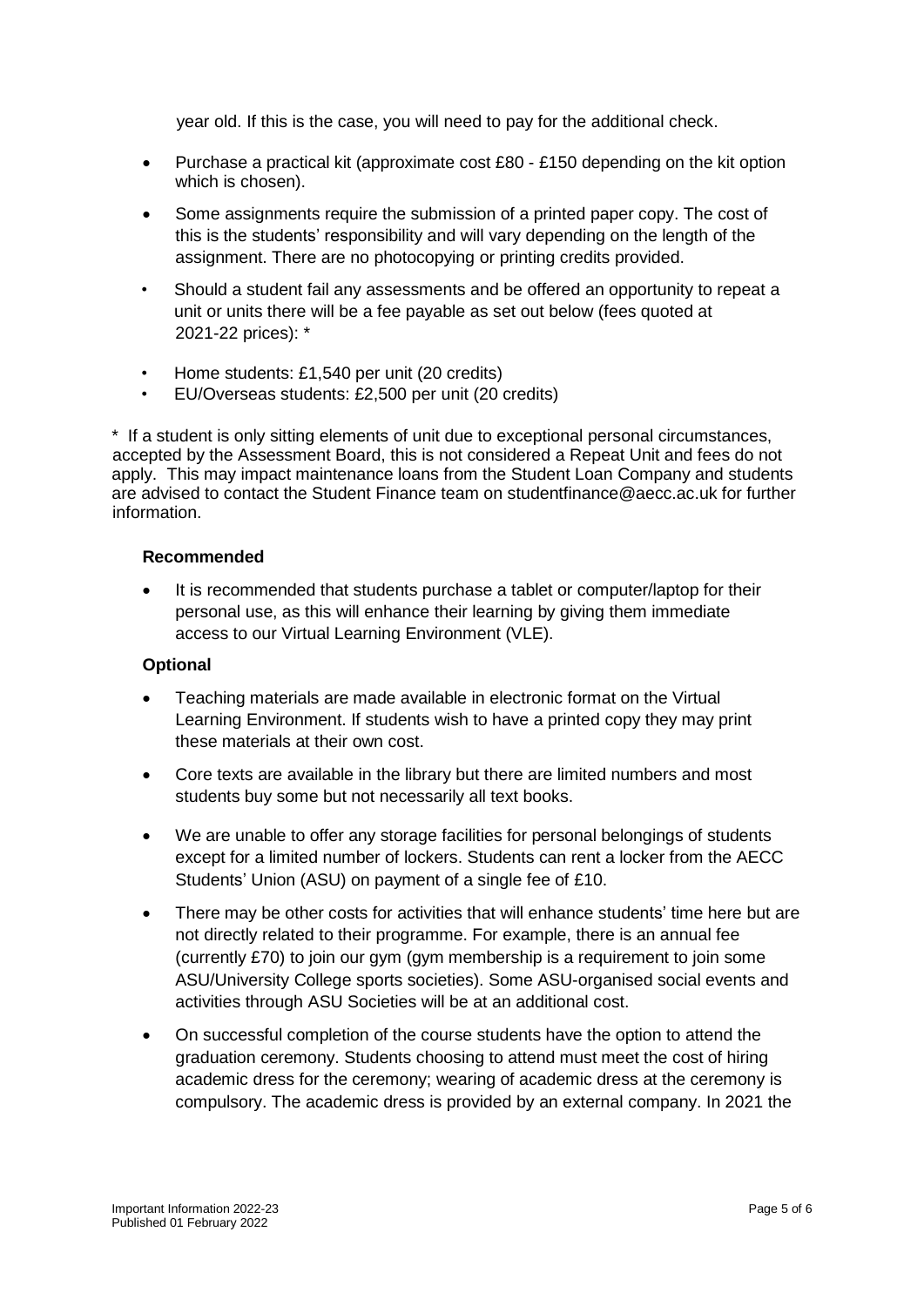year old. If this is the case, you will need to pay for the additional check.

- Purchase a practical kit (approximate cost £80 - £150 depending on the kit option which is chosen).
- Some assignments require the submission of a printed paper copy. The cost of this is the students' responsibility and will vary depending on the length of the assignment. There are no photocopying or printing credits provided.
- Should a student fail any assessments and be offered an opportunity to repeat a unit or units there will be a fee payable as set out below (fees quoted at 2021-22 prices): *
- Home students: £1,540 per unit (20 credits)
- EU/Overseas students: £2,500 per unit (20 credits)

* If a student is only sitting elements of unit due to exceptional personal circumstances, accepted by the Assessment Board, this is not considered a Repeat Unit and fees do not apply. This may impact maintenance loans from the Student Loan Company and students are advised to contact the Student Finance team on studentfinance@aecc.ac.uk for further information.

**Recommended**

- It is recommended that students purchase a tablet or computer/laptop for their personal use, as this will enhance their learning by giving them immediate access to our Virtual Learning Environment (VLE).

**Optional**

- Teaching materials are made available in electronic format on the Virtual Learning Environment. If students wish to have a printed copy they may print these materials at their own cost.
- Core texts are available in the library but there are limited numbers and most students buy some but not necessarily all text books.
- We are unable to offer any storage facilities for personal belongings of students except for a limited number of lockers. Students can rent a locker from the AECC Students' Union (ASU) on payment of a single fee of £10.
- There may be other costs for activities that will enhance students' time here but are not directly related to their programme. For example, there is an annual fee (currently £70) to join our gym (gym membership is a requirement to join some ASU/University College sports societies). Some ASU-organised social events and activities through ASU Societies will be at an additional cost.
- On successful completion of the course students have the option to attend the graduation ceremony. Students choosing to attend must meet the cost of hiring academic dress for the ceremony; wearing of academic dress at the ceremony is compulsory. The academic dress is provided by an external company. In 2021 the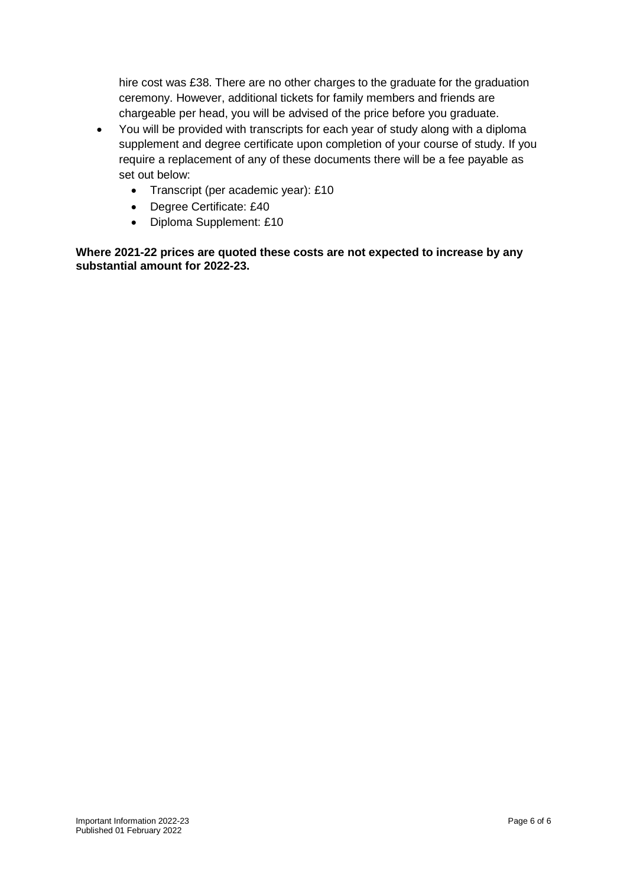hire cost was £38. There are no other charges to the graduate for the graduation ceremony. However, additional tickets for family members and friends are chargeable per head, you will be advised of the price before you graduate.

- You will be provided with transcripts for each year of study along with a diploma supplement and degree certificate upon completion of your course of study. If you require a replacement of any of these documents there will be a fee payable as set out below:
  - Transcript (per academic year): £10
  - Degree Certificate: £40
  - Diploma Supplement: £10

**Where 2021-22 prices are quoted these costs are not expected to increase by any substantial amount for 2022-23.**